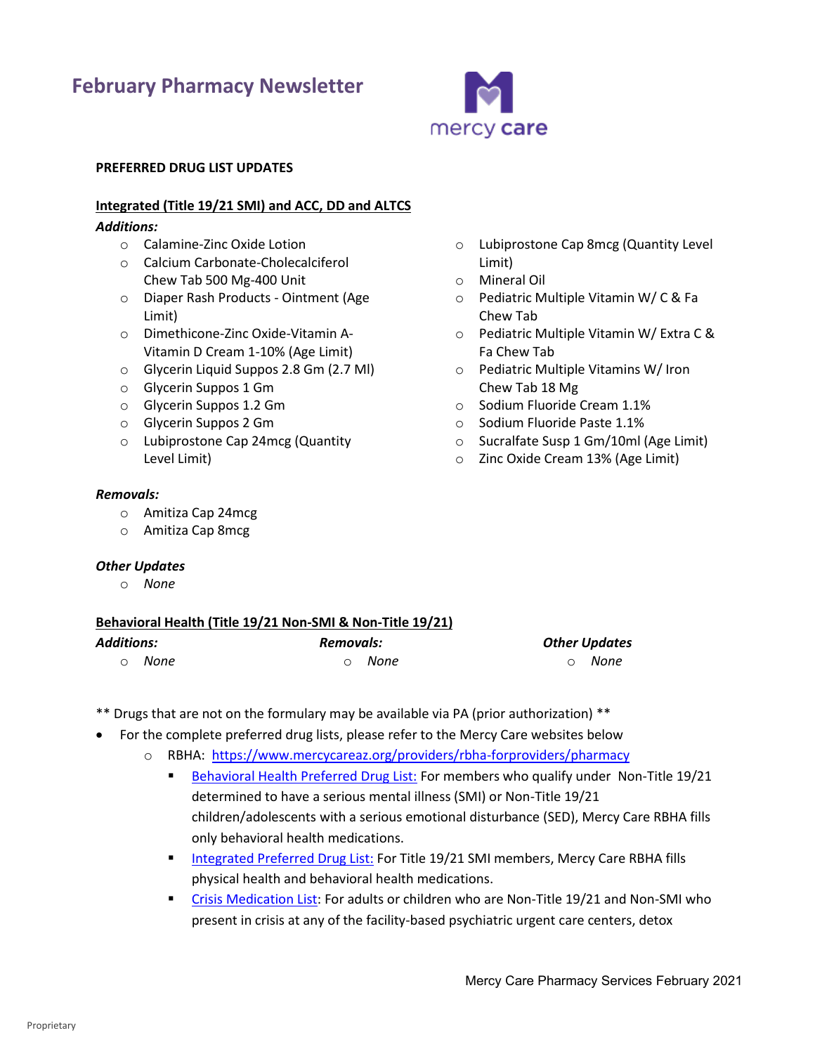# February Pharmacy Newsletter

mercy care

**PREFERRED DRUG LIST UPDATES**

**Integrated (Title 19/21 SMI) and ACC, DD and ALTCS**

***Additions:***

- Calamine-Zinc Oxide Lotion
- Calcium Carbonate-Cholecalciferol Chew Tab 500 Mg-400 Unit
- Diaper Rash Products - Ointment (Age Limit)
- Dimethicone-Zinc Oxide-Vitamin A-Vitamin D Cream 1-10% (Age Limit)
- Glycerin Liquid Suppos 2.8 Gm (2.7 Ml)
- Glycerin Suppos 1 Gm
- Glycerin Suppos 1.2 Gm
- Glycerin Suppos 2 Gm
- Lubiprostone Cap 24mcg (Quantity Level Limit)
- Lubiprostone Cap 8mcg (Quantity Level Limit)
- Mineral Oil
- Pediatric Multiple Vitamin W/ C & Fa Chew Tab
- Pediatric Multiple Vitamin W/ Extra C & Fa Chew Tab
- Pediatric Multiple Vitamins W/ Iron Chew Tab 18 Mg
- Sodium Fluoride Cream 1.1%
- Sodium Fluoride Paste 1.1%
- Sucralfate Susp 1 Gm/10ml (Age Limit)
- Zinc Oxide Cream 13% (Age Limit)

***Removals:***

- Amitiza Cap 24mcg
- Amitiza Cap 8mcg

***Other Updates***

- *None*

**Behavioral Health (Title 19/21 Non-SMI & Non-Title 19/21)**

***Additions:***

- *None*

***Removals:***

- *None*

***Other Updates***

- *None*

** Drugs that are not on the formulary may be available via PA (prior authorization) **

- For the complete preferred drug lists, please refer to the Mercy Care websites below
  - RBHA: https://www.mercycareaz.org/providers/rbha-forproviders/pharmacy
    - Behavioral Health Preferred Drug List: For members who qualify under Non-Title 19/21 determined to have a serious mental illness (SMI) or Non-Title 19/21 children/adolescents with a serious emotional disturbance (SED), Mercy Care RBHA fills only behavioral health medications.
    - Integrated Preferred Drug List: For Title 19/21 SMI members, Mercy Care RBHA fills physical health and behavioral health medications.
    - Crisis Medication List: For adults or children who are Non-Title 19/21 and Non-SMI who present in crisis at any of the facility-based psychiatric urgent care centers, detox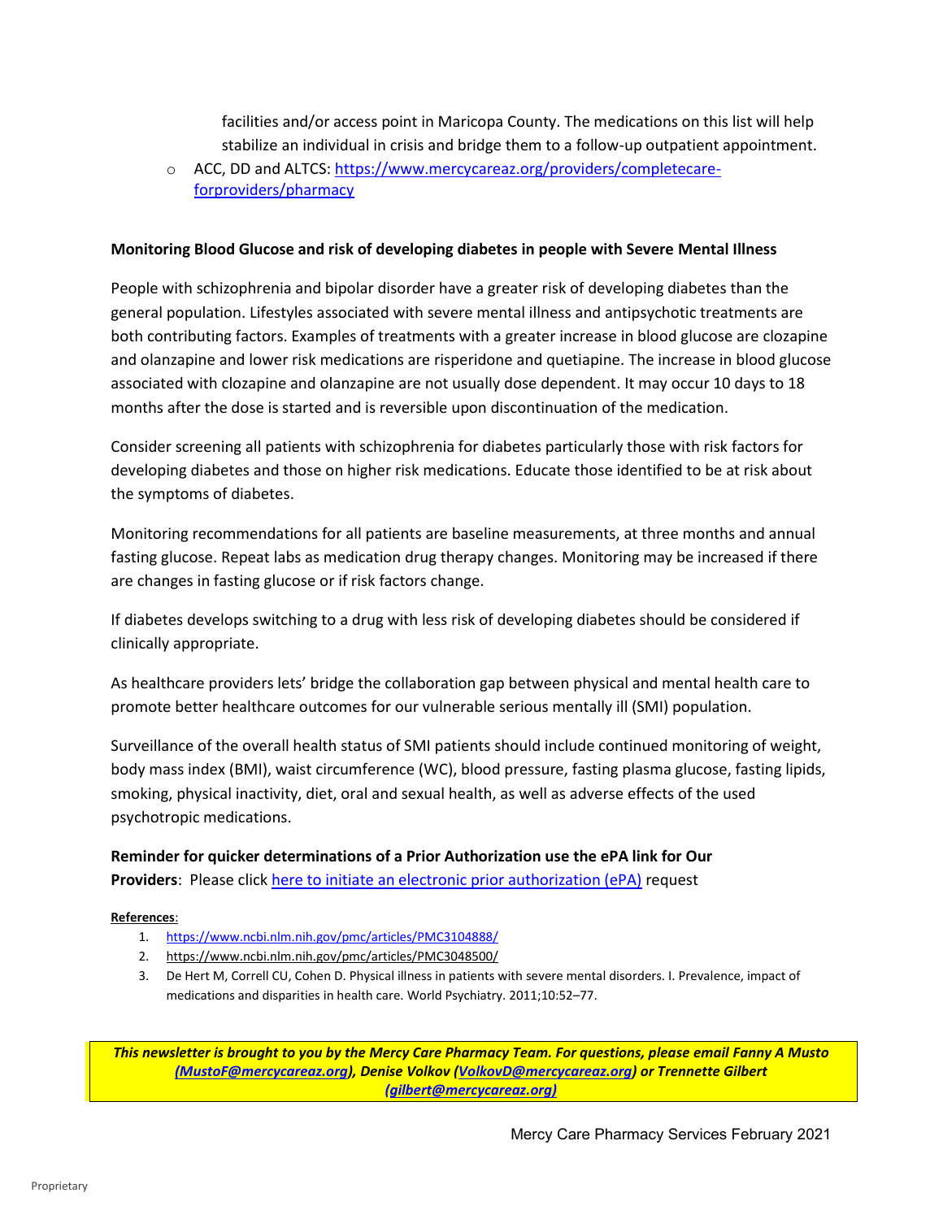facilities and/or access point in Maricopa County. The medications on this list will help stabilize an individual in crisis and bridge them to a follow-up outpatient appointment.

- ACC, DD and ALTCS: [https://www.mercycareaz.org/providers/completecare-forproviders/pharmacy](https://www.mercycareaz.org/providers/completecare-forproviders/pharmacy)

**Monitoring Blood Glucose and risk of developing diabetes in people with Severe Mental Illness**

People with schizophrenia and bipolar disorder have a greater risk of developing diabetes than the general population. Lifestyles associated with severe mental illness and antipsychotic treatments are both contributing factors. Examples of treatments with a greater increase in blood glucose are clozapine and olanzapine and lower risk medications are risperidone and quetiapine. The increase in blood glucose associated with clozapine and olanzapine are not usually dose dependent. It may occur 10 days to 18 months after the dose is started and is reversible upon discontinuation of the medication.

Consider screening all patients with schizophrenia for diabetes particularly those with risk factors for developing diabetes and those on higher risk medications. Educate those identified to be at risk about the symptoms of diabetes.

Monitoring recommendations for all patients are baseline measurements, at three months and annual fasting glucose. Repeat labs as medication drug therapy changes. Monitoring may be increased if there are changes in fasting glucose or if risk factors change.

If diabetes develops switching to a drug with less risk of developing diabetes should be considered if clinically appropriate.

As healthcare providers lets' bridge the collaboration gap between physical and mental health care to promote better healthcare outcomes for our vulnerable serious mentally ill (SMI) population.

Surveillance of the overall health status of SMI patients should include continued monitoring of weight, body mass index (BMI), waist circumference (WC), blood pressure, fasting plasma glucose, fasting lipids, smoking, physical inactivity, diet, oral and sexual health, as well as adverse effects of the used psychotropic medications.

**Reminder for quicker determinations of a Prior Authorization use the ePA link for Our Providers**: Please click here to initiate an electronic prior authorization (ePA) request

**References**:

1. https://www.ncbi.nlm.nih.gov/pmc/articles/PMC3104888/
2. https://www.ncbi.nlm.nih.gov/pmc/articles/PMC3048500/
3. De Hert M, Correll CU, Cohen D. Physical illness in patients with severe mental disorders. I. Prevalence, impact of medications and disparities in health care. World Psychiatry. 2011;10:52–77.

***This newsletter is brought to you by the Mercy Care Pharmacy Team. For questions, please email Fanny A Musto (MustoF@mercycareaz.org), Denise Volkov (VolkovD@mercycareaz.org) or Trennette Gilbert (gilbert@mercycareaz.org)***

Mercy Care Pharmacy Services February 2021